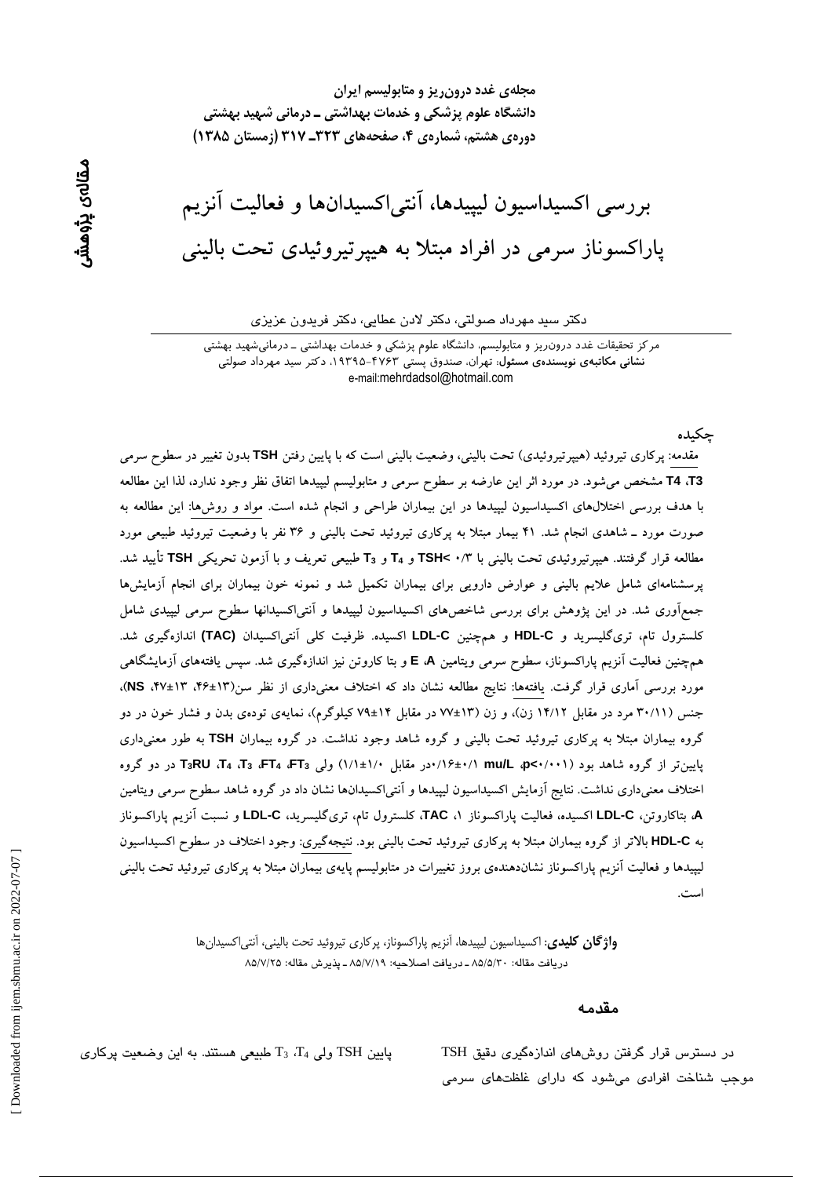مجله‌ی غدد درون‌ریز و متابولیسم ایران
دانشگاه علوم پزشکی و خدمات بهداشتی ـ درمانی شهید بهشتی
دوره‌ی هشتم، شماره‌ی ۴، صفحه‌های ۳۲۳ـ ۳۱۷ (زمستان ۱۳۸۵)

مقاله‌ی پژوهشی

# بررسی اکسیداسیون لیپیدها، آنتی‌اکسیدان‌ها و فعالیت آنزیم پاراکسوناز سرمی در افراد مبتلا به هیپرتیروئیدی تحت بالینی

دکتر سید مهرداد صولتی، دکتر لادن عطایی، دکتر فریدون عزیزی

مرکز تحقیقات غدد درون‌ریز و متابولیسم، دانشگاه علوم پزشکی و خدمات بهداشتی ـ درمانی‌شهید بهشتی
**نشانی مکاتبه‌ی نویسنده‌ی مسئول:** تهران، صندوق پستی ۴۷۶۳-۱۹۳۹۵، دکتر سید مهرداد صولتی
e-mail:mehrdadsol@hotmail.com

## چکیده

مقدمه: پرکاری تیروئید (هیپرتیروئیدی) تحت بالینی، وضعیت بالینی است که با پایین رفتن TSH بدون تغییر در سطوح سرمی T3، T4 مشخص می‌شود. در مورد اثر این عارضه بر سطوح سرمی و متابولیسم لیپیدها اتفاق نظر وجود ندارد، لذا این مطالعه با هدف بررسی اختلال‌های اکسیداسیون لیپیدها در این بیماران طراحی و انجام شده است. مواد و روش‌ها: این مطالعه به صورت مورد ـ شاهدی انجام شد. ۴۱ بیمار مبتلا به پرکاری تیروئید تحت بالینی و ۳۶ نفر با وضعیت تیروئید طبیعی مورد مطالعه قرار گرفتند. هیپرتیروئیدی تحت بالینی با TSH< ۰/۳ و $T_4$ و $T_3$ طبیعی تعریف و با آزمون تحریکی TSH تأیید شد. پرسشنامه‌ای شامل علایم بالینی و عوارض دارویی برای بیماران تکمیل شد و نمونه خون بیماران برای انجام آزمایش‌ها جمع‌آوری شد. در این پژوهش برای بررسی شاخص‌های اکسیداسیون لیپیدها و آنتی‌اکسیدانها سطوح سرمی لیپیدی شامل کلسترول تام، تری‌گلیسرید و HDL-C و همچنین LDL-C اکسیده. ظرفیت کلی آنتی‌اکسیدان (TAC) اندازه‌گیری شد. همچنین فعالیت آنزیم پاراکسوناز، سطوح سرمی ویتامین A، E و بتا کاروتن نیز اندازه‌گیری شد. سپس یافته‌های آزمایشگاهی مورد بررسی آماری قرار گرفت. یافته‌ها: نتایج مطالعه نشان داد که اختلاف معنی‌داری از نظر سن(۱۳±۴۶، ۱۳±۴۷، NS)، جنس (۳۰/۱۱ مرد در مقابل ۱۴/۱۲ زن)، و زن (۱۳±۷۷ در مقابل ۱۴±۷۹ کیلوگرم)، نمایه‌ی توده‌ی بدن و فشار خون در دو گروه بیماران مبتلا به پرکاری تیروئید تحت بالینی و گروه شاهد وجود نداشت. در گروه بیماران TSH به طور معنی‌داری پایین‌تر از گروه شاهد بود (mu/L ،p<۰/۰۰۱ ۰/۱±۰/۱۶در مقابل ۱/۰±۱/۱) ولی $T_3RU$ ،$T_4$ ،$T_3$ ،$FT_4$ ،$FT_3$ در دو گروه اختلاف معنی‌داری نداشت. نتایج آزمایش اکسیداسیون لیپیدها و آنتی‌اکسیدان‌ها نشان داد که در گروه شاهد سطوح سرمی ویتامین A، بتاکاروتن، LDL-C اکسیده، فعالیت پاراکسوناز ۱، TAC، کلسترول تام، تری‌گلیسرید، LDL-C و نسبت آنزیم پاراکسوناز به HDL-C بالاتر از گروه بیماران مبتلا به پرکاری تیروئید تحت بالینی بود. نتیجه‌گیری: وجود اختلاف در سطوح اکسیداسیون لیپیدها و فعالیت آنزیم پاراکسوناز نشان‌دهنده‌ی بروز تغییرات در متابولیسم پایه‌ی بیماران مبتلا به پرکاری تیروئید تحت بالینی است.

**واژگان کلیدی**: اکسیداسیون لیپیدها، آنزیم پاراکسوناز، پرکاری تیروئید تحت بالینی، آنتی‌اکسیدان‌ها
دریافت مقاله: ۸۵/۵/۳۰ ـ دریافت اصلاحیه: ۸۵/۷/۱۹ ـ پذیرش مقاله: ۸۵/۷/۲۵

## مقدمه

در دسترس قرار گرفتن روش‌های اندازه‌گیری دقیق TSH موجب شناخت افرادی می‌شود که دارای غلظت‌های سرمی پایین TSH ولی $T_4$، $T_3$ طبیعی هستند. به این وضعیت پرکاری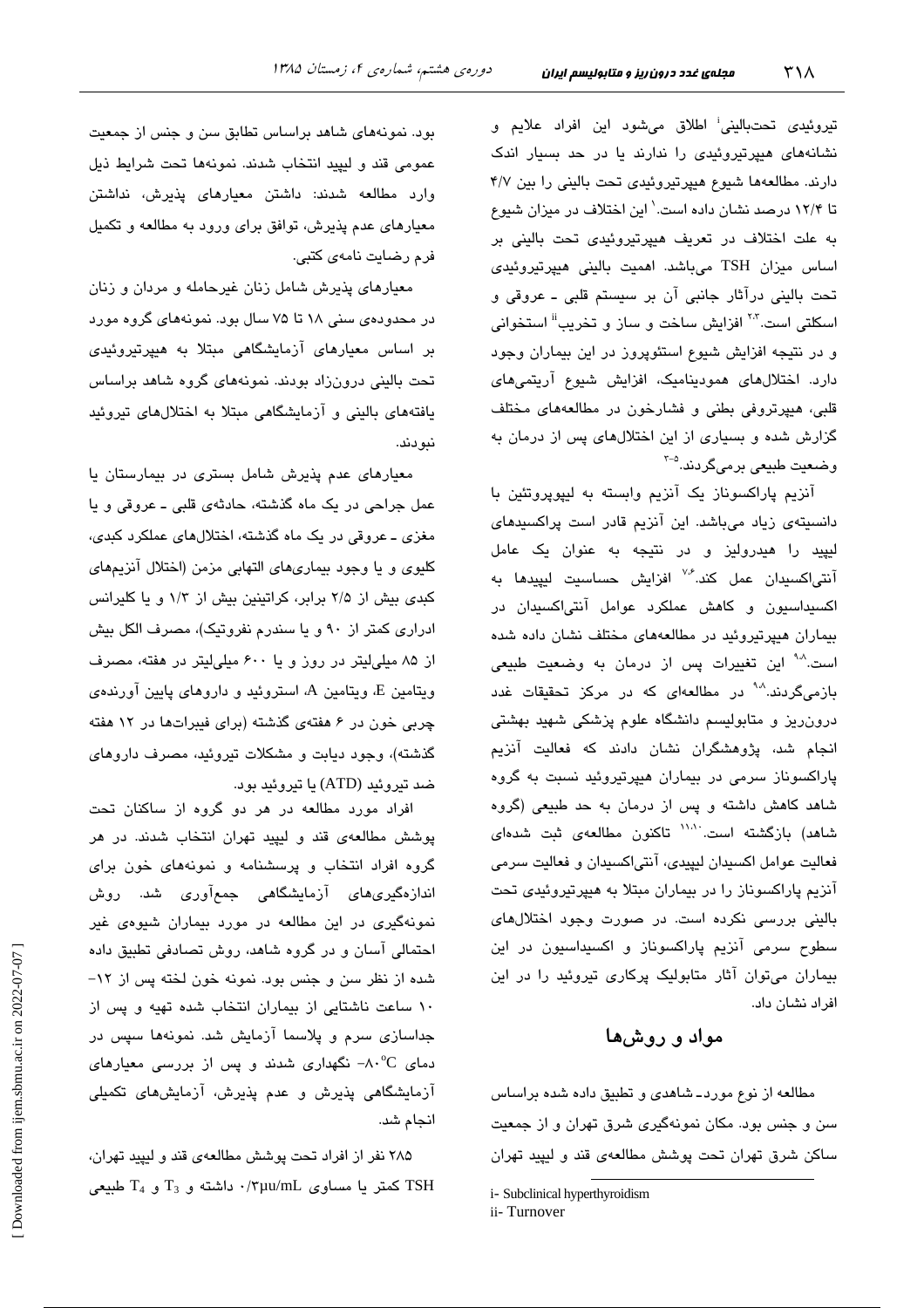تیروئیدی تحت‌بالینی[i] اطلاق می‌شود این افراد علایم و نشانه‌های هیپرتیروئیدی را ندارند یا در حد بسیار اندک دارند. مطالعه‌ها شیوع هیپرتیروئیدی تحت بالینی را بین ۴/۷ تا ۱۲/۴ درصد نشان داده است.[1] این اختلاف در میزان شیوع به علت اختلاف در تعریف هیپرتیروئیدی تحت بالینی بر اساس میزان TSH می‌باشد. اهمیت بالینی هیپرتیروئیدی تحت بالینی درآثار جانبی آن بر سیستم قلبی ـ عروقی و اسکلتی است.[2,3] افزایش ساخت و ساز و تخریب[ii] استخوانی و در نتیجه افزایش شیوع استئوپروز در این بیماران وجود دارد. اختلال‌های همودینامیک، افزایش شیوع آریتمی‌های قلبی، هیپرتروفی بطنی و فشارخون در مطالعه‌های مختلف گزارش شده و بسیاری از این اختلال‌های پس از درمان به وضعیت طبیعی برمی‌گردند.[3-5]

آنزیم پاراکسوناز یک آنزیم وابسته به لیپوپروتئین با دانسیته‌ی زیاد می‌باشد. این آنزیم قادر است پراکسیدهای لیپید را هیدرولیز و در نتیجه به عنوان یک عامل آنتی‌اکسیدان عمل کند.[6,7] افزایش حساسیت لیپیدها به اکسیداسیون و کاهش عملکرد عوامل آنتی‌اکسیدان در بیماران هیپرتیروئید در مطالعه‌های مختلف نشان داده شده است.[8,9] این تغییرات پس از درمان به وضعیت طبیعی بازمی‌گردند.[8,9] در مطالعه‌ای که در مرکز تحقیقات غدد درون‌ریز و متابولیسم دانشگاه علوم پزشکی شهید بهشتی انجام شد، پژوهشگران نشان دادند که فعالیت آنزیم پاراکسوناز سرمی در بیماران هیپرتیروئید نسبت به گروه شاهد کاهش داشته و پس از درمان به حد طبیعی (گروه شاهد) بازگشته است.[10,11] تاکنون مطالعه‌ی ثبت شده‌ای فعالیت عوامل اکسیدان لیپیدی، آنتی‌اکسیدان و فعالیت سرمی آنزیم پاراکسوناز را در بیماران مبتلا به هیپرتیروئیدی تحت بالینی بررسی نکرده است. در صورت وجود اختلال‌های سطوح سرمی آنزیم پاراکسوناز و اکسیداسیون در این بیماران می‌توان آثار متابولیک پرکاری تیروئید را در این افراد نشان داد.

## مواد و روش‌ها

مطالعه از نوع مورد ـ شاهدی و تطبیق داده شده براساس سن و جنس بود. مکان نمونه‌گیری شرق تهران و از جمعیت ساکن شرق تهران تحت پوشش مطالعه‌ی قند و لیپید تهران بود. نمونه‌های شاهد براساس تطابق سن و جنس از جمعیت عمومی قند و لیپید انتخاب شدند. نمونه‌ها تحت شرایط ذیل وارد مطالعه شدند: داشتن معیارهای پذیرش، نداشتن معیارهای عدم پذیرش، توافق برای ورود به مطالعه و تکمیل فرم رضایت نامه‌ی کتبی.

معیارهای پذیرش شامل زنان غیرحامله و مردان و زنان در محدوده‌ی سنی ۱۸ تا ۷۵ سال بود. نمونه‌های گروه مورد بر اساس معیارهای آزمایشگاهی مبتلا به هیپرتیروئیدی تحت بالینی درون‌زاد بودند. نمونه‌های گروه شاهد براساس یافته‌های بالینی و آزمایشگاهی مبتلا به اختلال‌های تیروئید نبودند.

معیارهای عدم پذیرش شامل بستری در بیمارستان یا عمل جراحی در یک ماه گذشته، حادثه‌ی قلبی ـ عروقی و یا مغزی ـ عروقی در یک ماه گذشته، اختلال‌های عملکرد کبدی، کلیوی و یا وجود بیماری‌های التهابی مزمن (اختلال آنزیم‌های کبدی بیش از ۲/۵ برابر، کراتینین بیش از ۱/۳ و یا کلیرانس ادراری کمتر از ۹۰ و یا سندرم نفروتیک)، مصرف الکل بیش از ۸۵ میلی‌لیتر در روز و یا ۶۰۰ میلی‌لیتر در هفته، مصرف ویتامین E، ویتامین A، استروئید و داروهای پایین آورنده‌ی چربی خون در ۶ هفته‌ی گذشته (برای فیبرات‌ها در ۱۲ هفته گذشته)، وجود دیابت و مشکلات تیروئید، مصرف داروهای ضد تیروئید (ATD) یا تیروئید بود.

افراد مورد مطالعه در هر دو گروه از ساکنان تحت پوشش مطالعه‌ی قند و لیپید تهران انتخاب شدند. در هر گروه افراد انتخاب و پرسشنامه و نمونه‌های خون برای اندازه‌گیری‌های آزمایشگاهی جمع‌آوری شد. روش نمونه‌گیری در این مطالعه در مورد بیماران شیوه‌ی غیر احتمالی آسان و در گروه شاهد، روش تصادفی تطبیق داده شده از نظر سن و جنس بود. نمونه خون لخته پس از ۱۲-۱۰ ساعت ناشتایی از بیماران انتخاب شده تهیه و پس از جداسازی سرم و پلاسما آزمایش شد. نمونه‌ها سپس در دمای $-80^{\circ}C$ نگهداری شدند و پس از بررسی معیارهای آزمایشگاهی پذیرش و عدم پذیرش، آزمایش‌های تکمیلی انجام شد.

۲۸۵ نفر از افراد تحت پوشش مطالعه‌ی قند و لیپید تهران، TSH کمتر یا مساوی $0/3\mu u/mL$ داشته و $T_3$ و $T_4$ طبیعی

i- Subclinical hyperthyroidism
ii- Turnover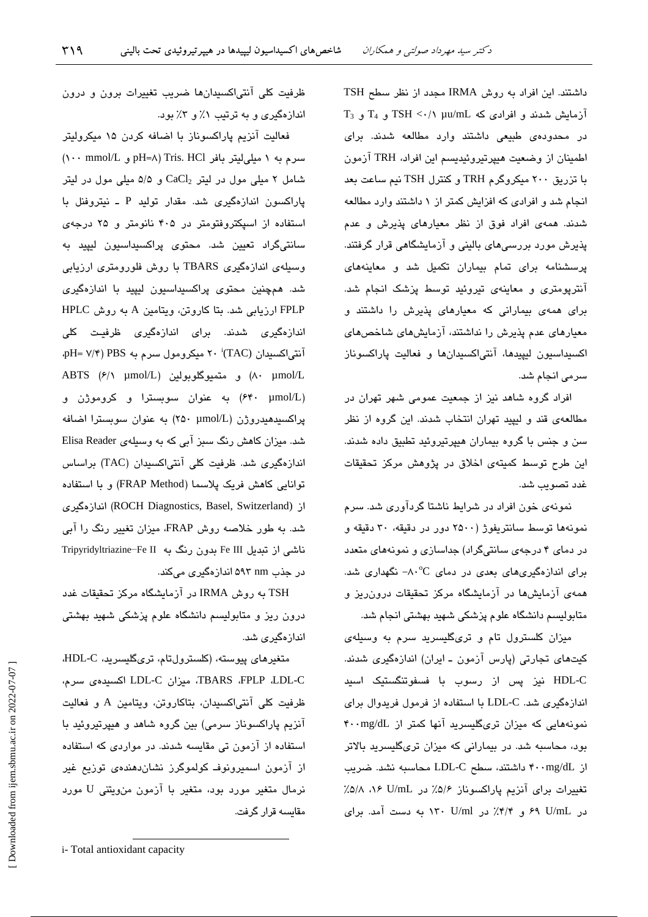داشتند. این افراد به روش IRMA مجدد از نظر سطح TSH آزمایش شدند و افرادی که TSH <۰/۱ µu/mL و $T_4$ و $T_3$ در محدوده‌ی طبیعی داشتند وارد مطالعه شدند. برای اطمینان از وضعیت هیپرتیروئیدیسم این افراد، TRH آزمون با تزریق ۲۰۰ میکروگرم TRH و کنترل TSH نیم ساعت بعد انجام شد و افرادی که افزایش کمتر از ۱ داشتند وارد مطالعه شدند. همه‌ی افراد فوق از نظر معیارهای پذیرش و عدم پذیرش مورد بررسی‌های بالینی و آزمایشگاهی قرار گرفتند. پرسشنامه برای تمام بیماران تکمیل شد و معاینه‌های آنتروپومتری و معاینه‌ی تیروئید توسط پزشک انجام شد. برای همه‌ی بیمارانی که معیارهای پذیرش را داشتند و معیارهای عدم پذیرش را نداشتند، آزمایش‌های شاخص‌های اکسیداسیون لیپیدها، آنتی‌اکسیدان‌ها و فعالیت پاراکسوناز سرمی انجام شد.

افراد گروه شاهد نیز از جمعیت عمومی شهر تهران در مطالعه‌ی قند و لیپید تهران انتخاب شدند. این گروه از نظر سن و جنس با گروه بیماران هیپرتیروئید تطبیق داده شدند. این طرح توسط کمیته‌ی اخلاق در پژوهش مرکز تحقیقات غدد تصویب شد.

نمونه‌ی خون افراد در شرایط ناشتا گردآوری شد. سرم نمونه‌ها توسط سانتریفوژ (۲۵۰۰ دور در دقیقه، ۳۰ دقیقه و در دمای ۴ درجه‌ی سانتی‌گراد) جداسازی و نمونه‌های متعدد برای اندازه‌گیری‌های بعدی در دمای $-80^{\circ}C$ نگهداری شد. همه‌ی آزمایش‌ها در آزمایشگاه مرکز تحقیقات درون‌ریز و متابولیسم دانشگاه علوم پزشکی شهید بهشتی انجام شد.

میزان کلسترول تام و تری‌گلیسرید سرم به وسیله‌ی کیت‌های تجارتی (پارس آزمون ـ ایران) اندازه‌گیری شدند. HDL-C نیز پس از رسوب با فسفوتنگستیک اسید اندازه‌گیری شد. LDL-C با استفاده از فرمول فریدوال برای نمونه‌هایی که میزان تری‌گلیسرید آنها کمتر از ۴۰۰mg/dL بود، محاسبه شد. در بیمارانی که میزان تری‌گلیسرید بالاتر از ۴۰۰mg/dL داشتند، سطح LDL-C محاسبه نشد. ضریب تغییرات برای آنزیم پاراکسوناز ۵/۶٪ در ۱۶ U/mL، ۵/۸٪ در ۶۹ U/mL و ۴/۴٪ در ۱۳۰ U/ml به دست آمد. برای ظرفیت کلی آنتی‌اکسیدان‌ها ضریب تغییرات برون و درون اندازه‌گیری و به ترتیب ۱٪ و ۳٪ بود.

فعالیت آنزیم پاراکسوناز با اضافه کردن ۱۵ میکرولیتر سرم به ۱ میلی‌لیتر بافر Tris. HCl (pH=۸ و ۱۰۰ mmol/L) شامل ۲ میلی مول در لیتر $CaCl_2$ و ۵/۵ میلی مول در لیتر پاراکسون اندازه‌گیری شد. مقدار تولید P ـ نیتروفنل با استفاده از اسپکتروفتومتر در ۴۰۵ نانومتر و ۲۵ درجه‌ی سانتی‌گراد تعیین شد. محتوی پراکسیداسیون لیپید به وسیله‌ی اندازه‌گیری TBARS با روش فلورومتری ارزیابی شد. همچنین محتوی پراکسیداسیون لیپید با اندازه‌گیری FPLP ارزیابی شد. بتا کاروتن، ویتامین A به روش HPLC اندازه‌گیری شدند. برای اندازه‌گیری ظرفیت کلی آنتی‌اکسیدان (TAC)[i] ۲۰ میکرومول سرم به PBS (pH= ۷/۴)، (۸۰ µmol/L) و متمیوگلوبولین (۶/۱ µmol/L) ABTS (۶۴۰ µmol/L) به عنوان سوبسترا و کروموژن و پراکسیدهیدروژن (۲۵۰ µmol/L) به عنوان سوبسترا اضافه شد. میزان کاهش رنگ سبز آبی که به وسیله‌ی Elisa Reader اندازه‌گیری شد. ظرفیت کلی آنتی‌اکسیدان (TAC) براساس توانایی کاهش فریک پلاسما (FRAP Method) و با استفاده از (ROCH Diagnostics, Basel, Switzerland) اندازه‌گیری شد. به طور خلاصه روش FRAP، میزان تغییر رنگ را آبی ناشی از تبدیل Fe III بدون رنگ به Tripyridyltriazine–Fe II در جذب ۵۹۳ nm اندازه‌گیری می‌کند.

TSH به روش IRMA در آزمایشگاه مرکز تحقیقات غدد درون ریز و متابولیسم دانشگاه علوم پزشکی شهید بهشتی اندازه‌گیری شد.

متغیرهای پیوسته، (کلسترول‌تام، تری‌گلیسرید، HDL-C، LDL-C، FPLP، TBARS، میزان LDL-C اکسیده‌ی سرم، ظرفیت کلی آنتی‌اکسیدان، بتاکاروتن، ویتامین A و فعالیت آنزیم پاراکسوناز سرمی) بین گروه شاهد و هیپرتیروئید با استفاده از آزمون تی مقایسه شدند. در مواردی که استفاده از آزمون اسمیرونوف ـ کولموگرز نشان‌دهنده‌ی توزیع غیر نرمال متغیر مورد بود، متغیر با آزمون من‌ویتنی U مورد مقایسه قرار گرفت.

---

i- Total antioxidant capacity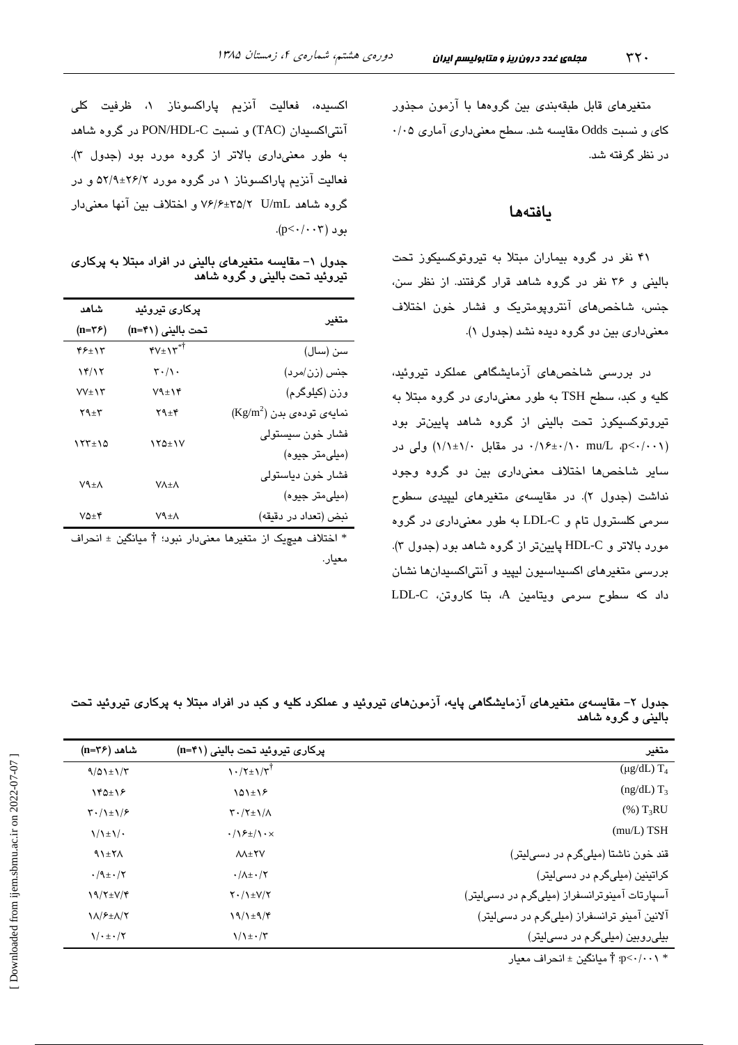متغیرهای قابل طبقه‌بندی بین گروه‌ها با آزمون مجذور کای و نسبت Odds مقایسه شد. سطح معنی‌داری آماری ۰/۰۵ در نظر گرفته شد.

## یافته‌ها

۴۱ نفر در گروه بیماران مبتلا به تیروتوکسیکوز تحت بالینی و ۳۶ نفر در گروه شاهد قرار گرفتند. از نظر سن، جنس، شاخص‌های آنتروپومتریک و فشار خون اختلاف معنی‌داری بین دو گروه دیده نشد (جدول ۱).

در بررسی شاخص‌های آزمایشگاهی عملکرد تیروئید، کلیه و کبد، سطح TSH به طور معنی‌داری در گروه مبتلا به تیروتوکسیکوز تحت بالینی از گروه شاهد پایین‌تر بود (۰/۱۶±۰/۱۰ mu/L، p<۰/۰۰۱ در مقابل ۱/۱±۱/۰) ولی در سایر شاخص‌ها اختلاف معنی‌داری بین دو گروه وجود نداشت (جدول ۲). در مقایسه‌ی متغیرهای لیپیدی سطوح سرمی کلسترول تام و LDL-C به طور معنی‌داری در گروه مورد بالاتر و HDL-C پایین‌تر از گروه شاهد بود (جدول ۳). بررسی متغیرهای اکسیداسیون لیپید و آنتی‌اکسیدان‌ها نشان داد که سطوح سرمی ویتامین A، بتا کاروتن، LDL-C اکسیده، فعالیت آنزیم پاراکسوناز ۱، ظرفیت کلی آنتی‌اکسیدان (TAC) و نسبت PON/HDL-C در گروه شاهد به طور معنی‌داری بالاتر از گروه مورد بود (جدول ۳). فعالیت آنزیم پاراکسوناز ۱ در گروه مورد ۵۲/۹±۲۶/۲ و در گروه شاهد ۷۶/۶±۳۵/۲ U/mL و اختلاف بین آنها معنی‌دار بود (p<۰/۰۰۳).

**جدول ۱- مقایسه متغیرهای بالینی در افراد مبتلا به پرکاری تیروئید تحت بالینی و گروه شاهد**

| متغیر | پرکاری تیروئید تحت بالینی (n=۴۱) | شاهد (n=۳۶) |
|---|---|---|
| سن (سال) | ۴۷±۱۳*† | ۴۶±۱۳ |
| جنس (زن/مرد) | ۳۰/۱۰ | ۱۴/۱۲ |
| وزن (کیلوگرم) | ۷۹±۱۴ | ۷۷±۱۳ |
| نمایه‌ی توده‌ی بدن ($Kg/m^2$) | ۲۹±۴ | ۲۹±۳ |
| فشار خون سیستولی (میلی‌متر جیوه) | ۱۲۵±۱۷ | ۱۲۳±۱۵ |
| فشار خون دیاستولی (میلی‌متر جیوه) | ۷۸±۸ | ۷۹±۸ |
| نبض (تعداد در دقیقه) | ۷۹±۸ | ۷۵±۴ |

* اختلاف هیچیک از متغیرها معنی‌دار نبود؛ † میانگین ± انحراف معیار.

**جدول ۲- مقایسه‌ی متغیرهای آزمایشگاهی پایه، آزمون‌های تیروئید و عملکرد کلیه و کبد در افراد مبتلا به پرکاری تیروئید تحت بالینی و گروه شاهد**

| متغیر | پرکاری تیروئید تحت بالینی (n=۴۱) | شاهد (n=۳۶) |
|---|---|---|
| $T_4$ (µg/dL) | ۱۰/۲±۱/۳† | ۹/۵۱±۱/۳ |
| $T_3$ (ng/dL) | ۱۵۱±۱۶ | ۱۴۵±۱۶ |
| $T_3RU$ (%) | ۳۰/۲±۱/۸ | ۳۰/۱±۱/۶ |
| TSH (mu/L) | ۰/۱۶±/۱۰× | ۱/۱±۱/۰ |
| قند خون ناشتا (میلی‌گرم در دسی‌لیتر) | ۸۸±۲۷ | ۹۱±۲۸ |
| کراتینین (میلی‌گرم در دسی‌لیتر) | ۰/۸±۰/۲ | ۰/۹±۰/۲ |
| آسپارتات آمینوترانسفراز (میلی‌گرم در دسی‌لیتر) | ۲۰/۱±۷/۲ | ۱۹/۲±۷/۴ |
| آلانین آمینو ترانسفراز (میلی‌گرم در دسی‌لیتر) | ۱۹/۱±۹/۴ | ۱۸/۶±۸/۲ |
| بیلی‌روبین (میلی‌گرم در دسی‌لیتر) | ۱/۱±۰/۳ | ۱/۰±۰/۲ |

* p<۰/۰۰۱؛ † میانگین ± انحراف معیار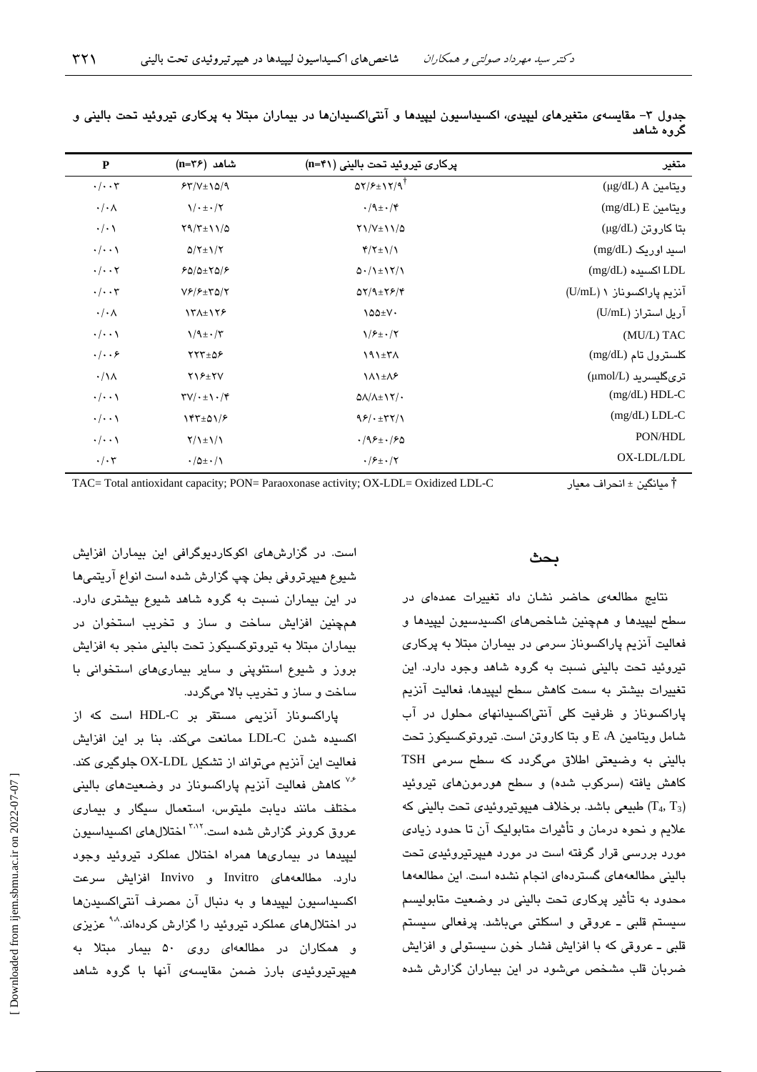جدول ۳- مقایسه‌ی متغیرهای لیپیدی، اکسیداسیون لیپیدها و آنتی‌اکسیدان‌ها در بیماران مبتلا به پرکاری تیروئید تحت بالینی و گروه شاهد

| متغیر | پرکاری تیروئید تحت بالینی (n=۴۱) | شاهد (n=۳۶) | P |
|---|---|---|---|
| ویتامین A (μg/dL) | ۵۲/۶±۱۲/۹[†] | ۶۳/۷±۱۵/۹ | ۰/۰۰۳ |
| ویتامین E (mg/dL) | ۰/۹±۰/۴ | ۱/۰±۰/۲ | ۰/۰۸ |
| بتا کاروتن (μg/dL) | ۲۱/۷±۱۱/۵ | ۲۹/۳±۱۱/۵ | ۰/۰۱ |
| اسید اوریک (mg/dL) | ۴/۲±۱/۱ | ۵/۲±۱/۲ | ۰/۰۰۱ |
| LDL اکسیده (mg/dL) | ۵۰/۱±۱۲/۱ | ۶۵/۵±۲۵/۶ | ۰/۰۰۲ |
| آنزیم پاراکسوناز ۱ (U/mL) | ۵۲/۹±۲۶/۴ | ۷۶/۶±۳۵/۲ | ۰/۰۰۳ |
| آریل استراز (U/mL) | ۱۵۵±۷۰ | ۱۳۸±۱۲۶ | ۰/۰۸ |
| TAC (MU/L) | ۱/۶±۰/۲ | ۱/۹±۰/۳ | ۰/۰۰۱ |
| کلسترول تام (mg/dL) | ۱۹۱±۳۸ | ۲۲۳±۵۶ | ۰/۰۰۶ |
| تری‌گلیسرید (μmol/L) | ۱۸۱±۸۶ | ۲۱۶±۲۷ | ۰/۱۸ |
| HDL-C (mg/dL) | ۵۸/۸±۱۲/۰ | ۳۷/۰±۱۰/۴ | ۰/۰۰۱ |
| LDL-C (mg/dL) | ۹۶/۰±۳۲/۱ | ۱۴۳±۵۱/۶ | ۰/۰۰۱ |
| PON/HDL | ۰/۹۶±۰/۶۵ | ۲/۱±۱/۱ | ۰/۰۰۱ |
| OX-LDL/LDL | ۰/۶±۰/۲ | ۰/۵±۰/۱ | ۰/۰۳ |

† میانگین ± انحراف معیار

TAC= Total antioxidant capacity; PON= Paraoxonase activity; OX-LDL= Oxidized LDL-C

## بحث

نتایج مطالعه‌ی حاضر نشان داد تغییرات عمده‌ای در سطح لیپیدها و همچنین شاخص‌های اکسیدسیون لیپیدها و فعالیت آنزیم پاراکسوناز سرمی در بیماران مبتلا به پرکاری تیروئید تحت بالینی نسبت به گروه شاهد وجود دارد. این تغییرات بیشتر به سمت کاهش سطح لیپیدها، فعالیت آنزیم پاراکسوناز و ظرفیت کلی آنتی‌اکسیدانهای محلول در آب شامل ویتامین A، E و بتا کاروتن است. تیروتوکسیکوز تحت بالینی به وضیعتی اطلاق می‌گردد که سطح سرمی TSH کاهش یافته (سرکوب شده) و سطح هورمون‌های تیروئید ($T_4$, $T_3$) طبیعی باشد. برخلاف هیپوتیروئیدی تحت بالینی که علایم و نحوه درمان و تأثیرات متابولیک آن تا حدود زیادی مورد بررسی قرار گرفته است در مورد هیپرتیروئیدی تحت بالینی مطالعه‌های گسترده‌ای انجام نشده است. این مطالعه‌ها محدود به تأثیر پرکاری تحت بالینی در وضعیت متابولیسم سیستم قلبی ـ عروقی و اسکلتی می‌باشد. پرفعالی سیستم قلبی ـ عروقی که با افزایش فشار خون سیستولی و افزایش ضربان قلب مشخص می‌شود در این بیماران گزارش شده است. در گزارش‌های اکوکاردیوگرافی این بیماران افزایش شیوع هیپرتروفی بطن چپ گزارش شده است انواع آریتمی‌ها در این بیماران نسبت به گروه شاهد شیوع بیشتری دارد. همچنین افزایش ساخت و ساز و تخریب استخوان در بیماران مبتلا به تیروتوکسیکوز تحت بالینی منجر به افزایش بروز و شیوع استئوپنی و سایر بیماری‌های استخوانی با ساخت و ساز و تخریب بالا می‌گردد.

پاراکسوناز آنزیمی مستقر بر HDL-C است که از اکسیده شدن LDL-C ممانعت می‌کند. بنا بر این افزایش فعالیت این آنزیم می‌تواند از تشکیل OX-LDL جلوگیری کند.[۶،۷] کاهش فعالیت آنزیم پاراکسوناز در وضعیت‌های بالینی مختلف مانند دیابت ملیتوس، استعمال سیگار و بیماری عروق کرونر گزارش شده است.[۳،۱۲] اختلال‌های اکسیداسیون لیپیدها در بیماری‌ها همراه اختلال عملکرد تیروئید وجود دارد. مطالعه‌های Invitro و Invivo افزایش سرعت اکسیداسیون لیپیدها و به دنبال آن مصرف آنتی‌اکسیدن‌ها در اختلال‌های عملکرد تیروئید را گزارش کرده‌اند.[۸،۹] عزیزی و همکاران در مطالعه‌ای روی ۵۰ بیمار مبتلا به هیپرتیروئیدی بارز ضمن مقایسه‌ی آنها با گروه شاهد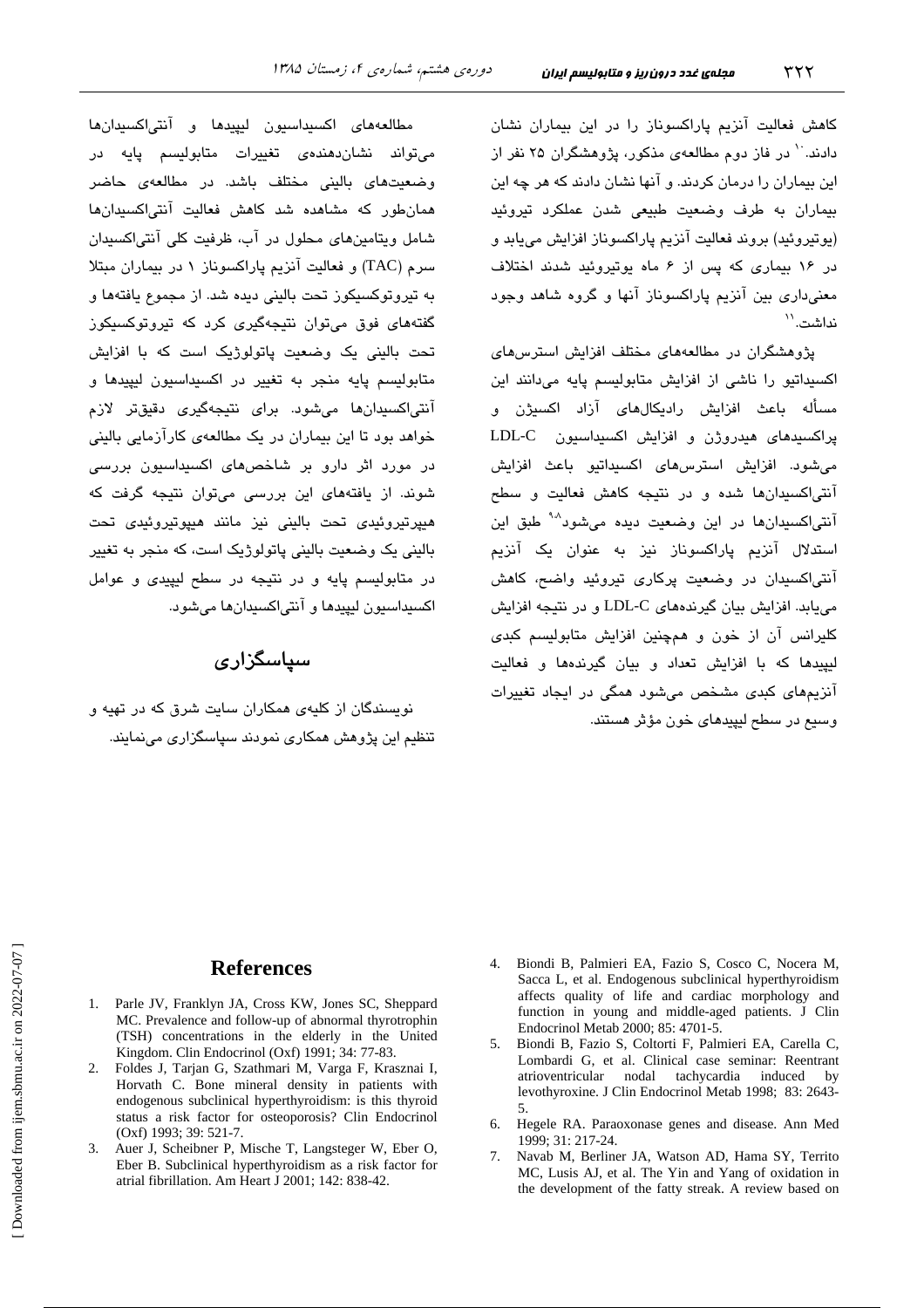کاهش فعالیت آنزیم پاراکسوناز را در این بیماران نشان دادند.[10] در فاز دوم مطالعه‌ی مذکور، پژوهشگران ۲۵ نفر از این بیماران را درمان کردند. و آنها نشان دادند که هر چه این بیماران به طرف وضعیت طبیعی شدن عملکرد تیروئید (یوتیروئید) بروند فعالیت آنزیم پاراکسوناز افزایش می‌یابد و در ۱۶ بیماری که پس از ۶ ماه یوتیروئید شدند اختلاف معنی‌داری بین آنزیم پاراکسوناز آنها و گروه شاهد وجود نداشت.[11]

پژوهشگران در مطالعه‌های مختلف افزایش استرس‌های اکسیداتیو را ناشی از افزایش متابولیسم پایه می‌دانند این مسأله باعث افزایش رادیکال‌های آزاد اکسیژن و پراکسیدهای هیدروژن و افزایش اکسیداسیون LDL-C می‌شود. افزایش استرس‌های اکسیداتیو باعث افزایش آنتی‌اکسیدان‌ها شده و در نتیجه کاهش فعالیت و سطح آنتی‌اکسیدان‌ها در این وضعیت دیده می‌شود[8،9] طبق این استدلال آنزیم پاراکسوناز نیز به عنوان یک آنزیم آنتی‌اکسیدان در وضعیت پرکاری تیروئید واضح، کاهش می‌یابد. افزایش بیان گیرنده‌های LDL-C و در نتیجه افزایش کلیرانس آن از خون و همچنین افزایش متابولیسم کبدی لیپیدها که با افزایش تعداد و بیان گیرنده‌ها و فعالیت آنزیم‌های کبدی مشخص می‌شود همگی در ایجاد تغییرات وسیع در سطح لیپیدهای خون مؤثر هستند.

مطالعه‌های اکسیداسیون لیپیدها و آنتی‌اکسیدان‌ها می‌تواند نشان‌دهنده‌ی تغییرات متابولیسم پایه در وضعیت‌های بالینی مختلف باشد. در مطالعه‌ی حاضر همان‌طور که مشاهده شد کاهش فعالیت آنتی‌اکسیدان‌ها شامل ویتامین‌های محلول در آب، ظرفیت کلی آنتی‌اکسیدان سرم (TAC) و فعالیت آنزیم پاراکسوناز ۱ در بیماران مبتلا به تیروتوکسیکوز تحت بالینی دیده شد. از مجموع یافته‌ها و گفته‌های فوق می‌توان نتیجه‌گیری کرد که تیروتوکسیکوز تحت بالینی یک وضعیت پاتولوژیک است که با افزایش متابولیسم پایه منجر به تغییر در اکسیداسیون لیپیدها و آنتی‌اکسیدان‌ها می‌شود. برای نتیجه‌گیری دقیق‌تر لازم خواهد بود تا این بیماران در یک مطالعه‌ی کارآزمایی بالینی در مورد اثر دارو بر شاخص‌های اکسیداسیون بررسی شوند. از یافته‌های این بررسی می‌توان نتیجه گرفت که هیپرتیروئیدی تحت بالینی نیز مانند هیپوتیروئیدی تحت بالینی یک وضعیت بالینی پاتولوژیک است، که منجر به تغییر در متابولیسم پایه و در نتیجه در سطح لیپیدی و عوامل اکسیداسیون لیپیدها و آنتی‌اکسیدان‌ها می‌شود.

## سپاسگزاری

نویسندگان از کلیه‌ی همکاران سایت شرق که در تهیه و تنظیم این پژوهش همکاری نمودند سپاسگزاری می‌نمایند.

## References

1. Parle JV, Franklyn JA, Cross KW, Jones SC, Sheppard MC. Prevalence and follow-up of abnormal thyrotrophin (TSH) concentrations in the elderly in the United Kingdom. Clin Endocrinol (Oxf) 1991; 34: 77-83.
2. Foldes J, Tarjan G, Szathmari M, Varga F, Krasznai I, Horvath C. Bone mineral density in patients with endogenous subclinical hyperthyroidism: is this thyroid status a risk factor for osteoporosis? Clin Endocrinol (Oxf) 1993; 39: 521-7.
3. Auer J, Scheibner P, Mische T, Langsteger W, Eber O, Eber B. Subclinical hyperthyroidism as a risk factor for atrial fibrillation. Am Heart J 2001; 142: 838-42.
4. Biondi B, Palmieri EA, Fazio S, Cosco C, Nocera M, Sacca L, et al. Endogenous subclinical hyperthyroidism affects quality of life and cardiac morphology and function in young and middle-aged patients. J Clin Endocrinol Metab 2000; 85: 4701-5.
5. Biondi B, Fazio S, Coltorti F, Palmieri EA, Carella C, Lombardi G, et al. Clinical case seminar: Reentrant atrioventricular nodal tachycardia induced by levothyroxine. J Clin Endocrinol Metab 1998; 83: 2643-5.
6. Hegele RA. Paraoxonase genes and disease. Ann Med 1999; 31: 217-24.
7. Navab M, Berliner JA, Watson AD, Hama SY, Territo MC, Lusis AJ, et al. The Yin and Yang of oxidation in the development of the fatty streak. A review based on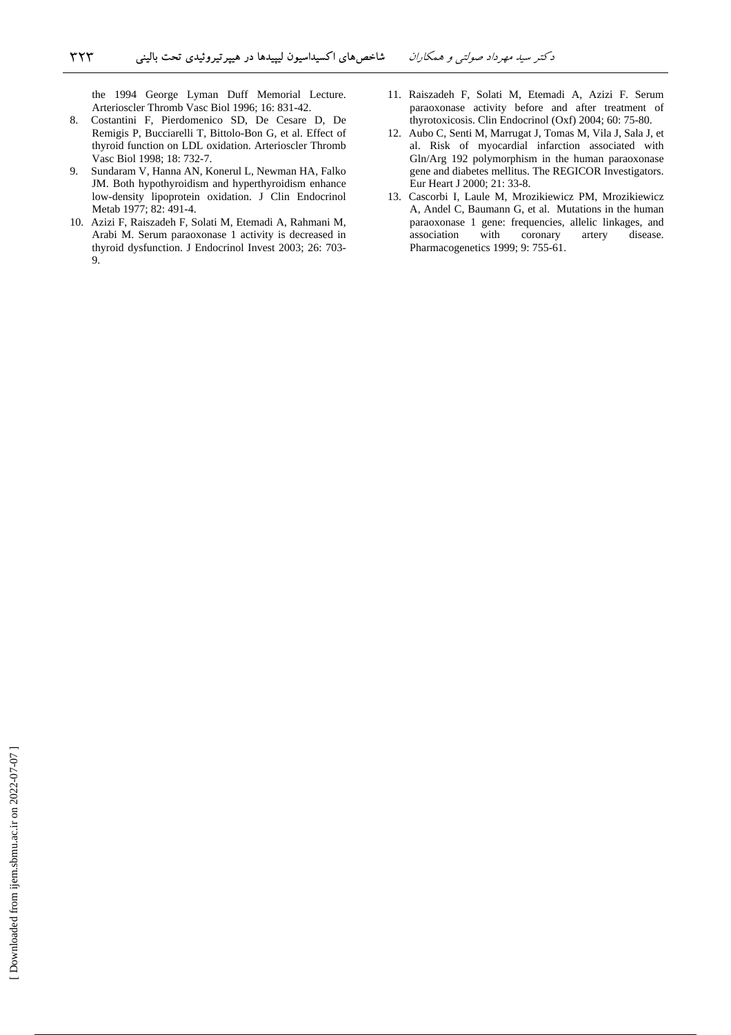the 1994 George Lyman Duff Memorial Lecture. Arterioscler Thromb Vasc Biol 1996; 16: 831-42.

8. Costantini F, Pierdomenico SD, De Cesare D, De Remigis P, Bucciarelli T, Bittolo-Bon G, et al. Effect of thyroid function on LDL oxidation. Arterioscler Thromb Vasc Biol 1998; 18: 732-7.
9. Sundaram V, Hanna AN, Konerul L, Newman HA, Falko JM. Both hypothyroidism and hyperthyroidism enhance low-density lipoprotein oxidation. J Clin Endocrinol Metab 1977; 82: 491-4.
10. Azizi F, Raiszadeh F, Solati M, Etemadi A, Rahmani M, Arabi M. Serum paraoxonase 1 activity is decreased in thyroid dysfunction. J Endocrinol Invest 2003; 26: 703-9.
11. Raiszadeh F, Solati M, Etemadi A, Azizi F. Serum paraoxonase activity before and after treatment of thyrotoxicosis. Clin Endocrinol (Oxf) 2004; 60: 75-80.
12. Aubo C, Senti M, Marrugat J, Tomas M, Vila J, Sala J, et al. Risk of myocardial infarction associated with Gln/Arg 192 polymorphism in the human paraoxonase gene and diabetes mellitus. The REGICOR Investigators. Eur Heart J 2000; 21: 33-8.
13. Cascorbi I, Laule M, Mrozikiewicz PM, Mrozikiewicz A, Andel C, Baumann G, et al. Mutations in the human paraoxonase 1 gene: frequencies, allelic linkages, and association with coronary artery disease. Pharmacogenetics 1999; 9: 755-61.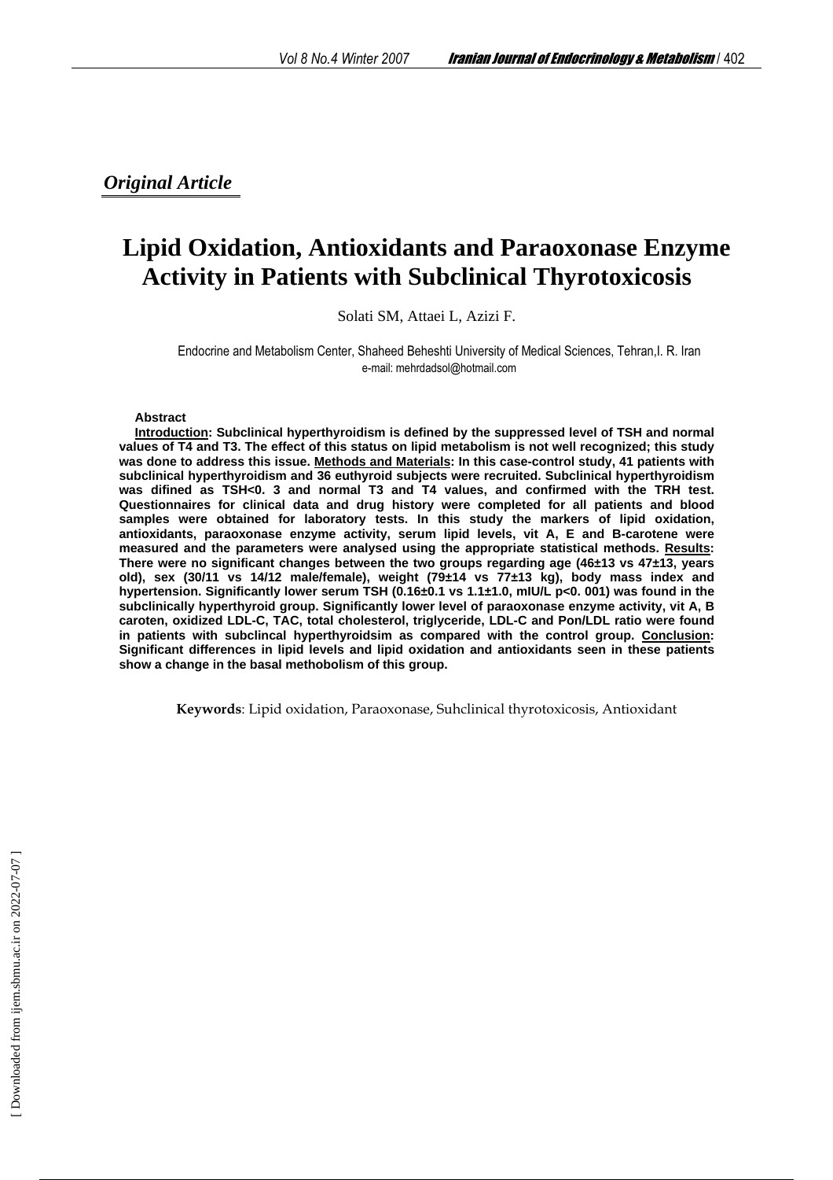*Original Article*

# Lipid Oxidation, Antioxidants and Paraoxonase Enzyme Activity in Patients with Subclinical Thyrotoxicosis

Solati SM, Attaei L, Azizi F.

Endocrine and Metabolism Center, Shaheed Beheshti University of Medical Sciences, Tehran,I. R. Iran
e-mail: mehrdadsol@hotmail.com

**Abstract**

**Introduction: Subclinical hyperthyroidism is defined by the suppressed level of TSH and normal values of T4 and T3. The effect of this status on lipid metabolism is not well recognized; this study was done to address this issue. Methods and Materials: In this case-control study, 41 patients with subclinical hyperthyroidism and 36 euthyroid subjects were recruited. Subclinical hyperthyroidism was difined as TSH<0. 3 and normal T3 and T4 values, and confirmed with the TRH test. Questionnaires for clinical data and drug history were completed for all patients and blood samples were obtained for laboratory tests. In this study the markers of lipid oxidation, antioxidants, paraoxonase enzyme activity, serum lipid levels, vit A, E and B-carotene were measured and the parameters were analysed using the appropriate statistical methods. Results: There were no significant changes between the two groups regarding age (46±13 vs 47±13, years old), sex (30/11 vs 14/12 male/female), weight (79±14 vs 77±13 kg), body mass index and hypertension. Significantly lower serum TSH (0.16±0.1 vs 1.1±1.0, mIU/L p<0. 001) was found in the subclinically hyperthyroid group. Significantly lower level of paraoxonase enzyme activity, vit A, B caroten, oxidized LDL-C, TAC, total cholesterol, triglyceride, LDL-C and Pon/LDL ratio were found in patients with subclincal hyperthyroidsim as compared with the control group. Conclusion: Significant differences in lipid levels and lipid oxidation and antioxidants seen in these patients show a change in the basal methobolism of this group.**

**Keywords**: Lipid oxidation, Paraoxonase, Suhclinical thyrotoxicosis, Antioxidant